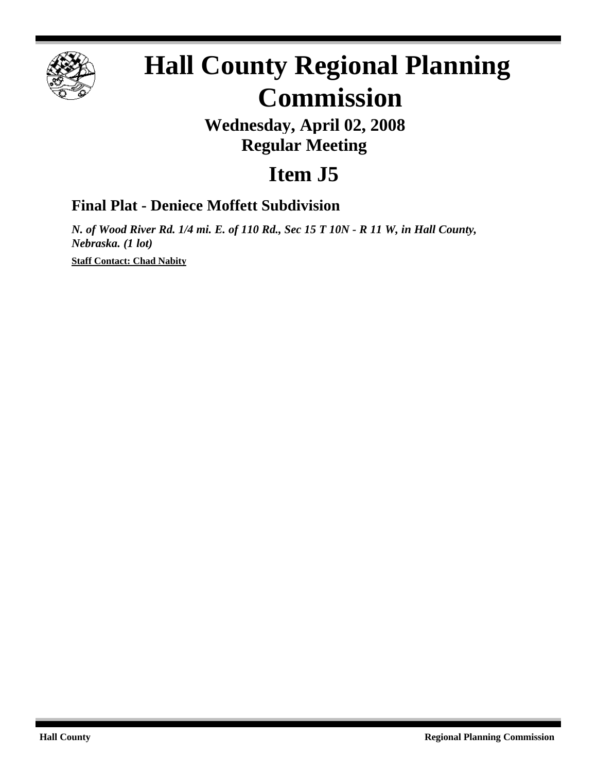# Hall County Regional Planning Commission

## Wednesday, April 02, 2008
## Regular Meeting

# Item J5

### Final Plat - Deniece Moffett Subdivision

***N. of Wood River Rd. 1/4 mi. E. of 110 Rd., Sec 15 T 10N - R 11 W, in Hall County, Nebraska. (1 lot)***

**Staff Contact: Chad Nabity**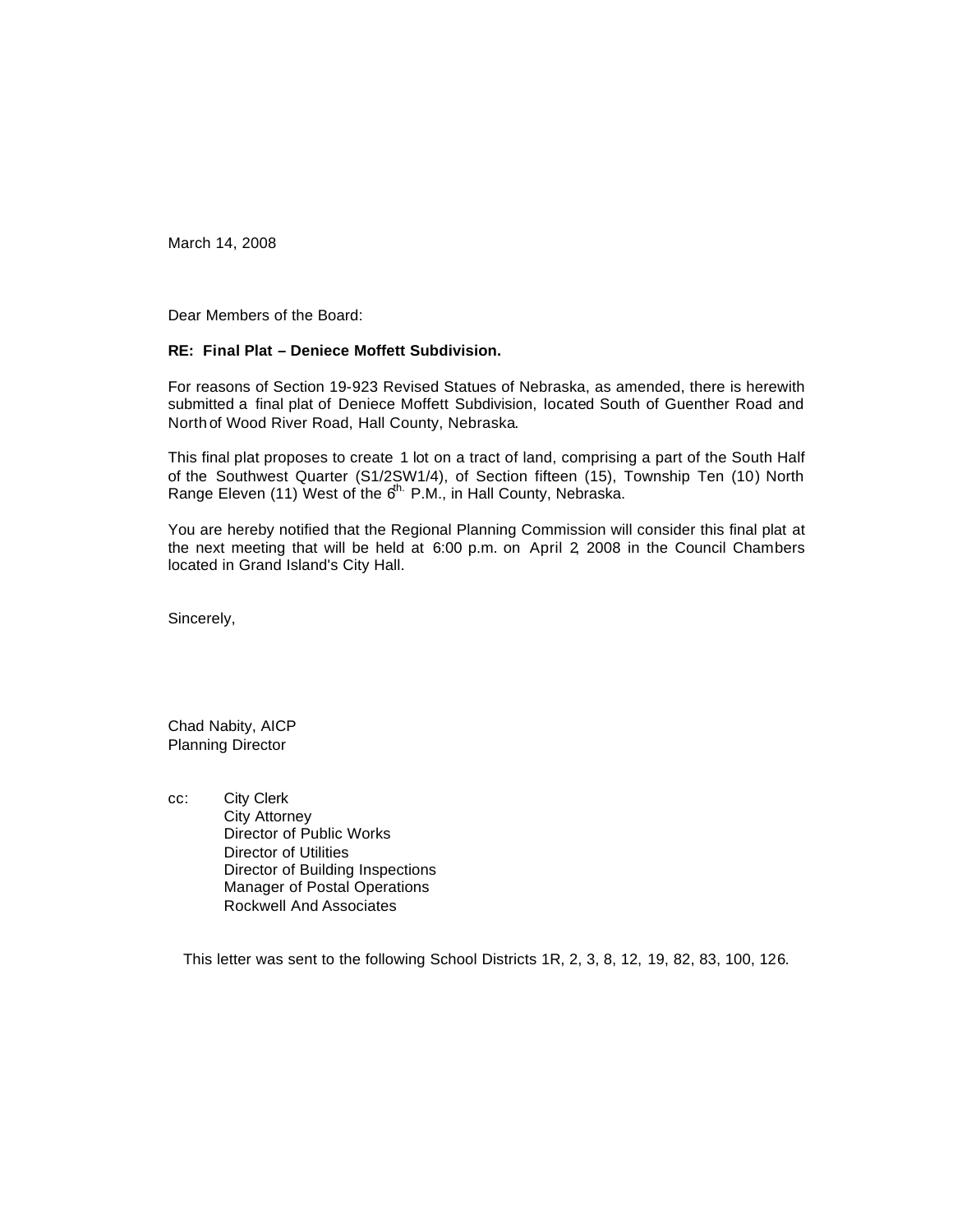March 14, 2008

Dear Members of the Board:

**RE: Final Plat – Deniece Moffett Subdivision.**

For reasons of Section 19-923 Revised Statues of Nebraska, as amended, there is herewith submitted a final plat of Deniece Moffett Subdivision, located South of Guenther Road and North of Wood River Road, Hall County, Nebraska.

This final plat proposes to create 1 lot on a tract of land, comprising a part of the South Half of the Southwest Quarter (S1/2SW1/4), of Section fifteen (15), Township Ten (10) North Range Eleven (11) West of the 6th. P.M., in Hall County, Nebraska.

You are hereby notified that the Regional Planning Commission will consider this final plat at the next meeting that will be held at 6:00 p.m. on April 2, 2008 in the Council Chambers located in Grand Island's City Hall.

Sincerely,

Chad Nabity, AICP
Planning Director

cc: City Clerk
City Attorney
Director of Public Works
Director of Utilities
Director of Building Inspections
Manager of Postal Operations
Rockwell And Associates

This letter was sent to the following School Districts 1R, 2, 3, 8, 12, 19, 82, 83, 100, 126.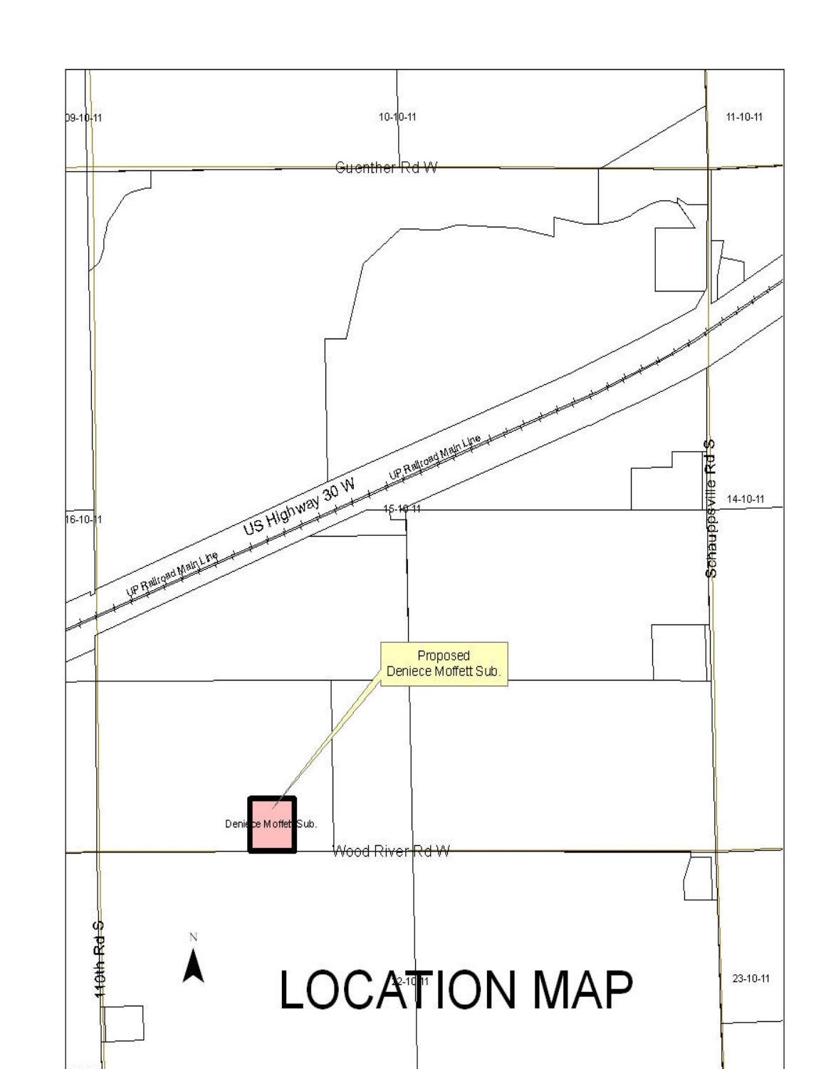# LOCATION MAP

N

Guenther Rd W

09-10-11

10-10-11

11-10-11

US Highway 30 W

UP Railroad Main Line

UP Railroad Main Line

16-10-11

15-10-11

14-10-11

Schauppsville Rd S

Proposed
Deniece Moffett Sub.

Deniece Moffett Sub.

Wood River Rd W

110th Rd S

22-10-11

23-10-11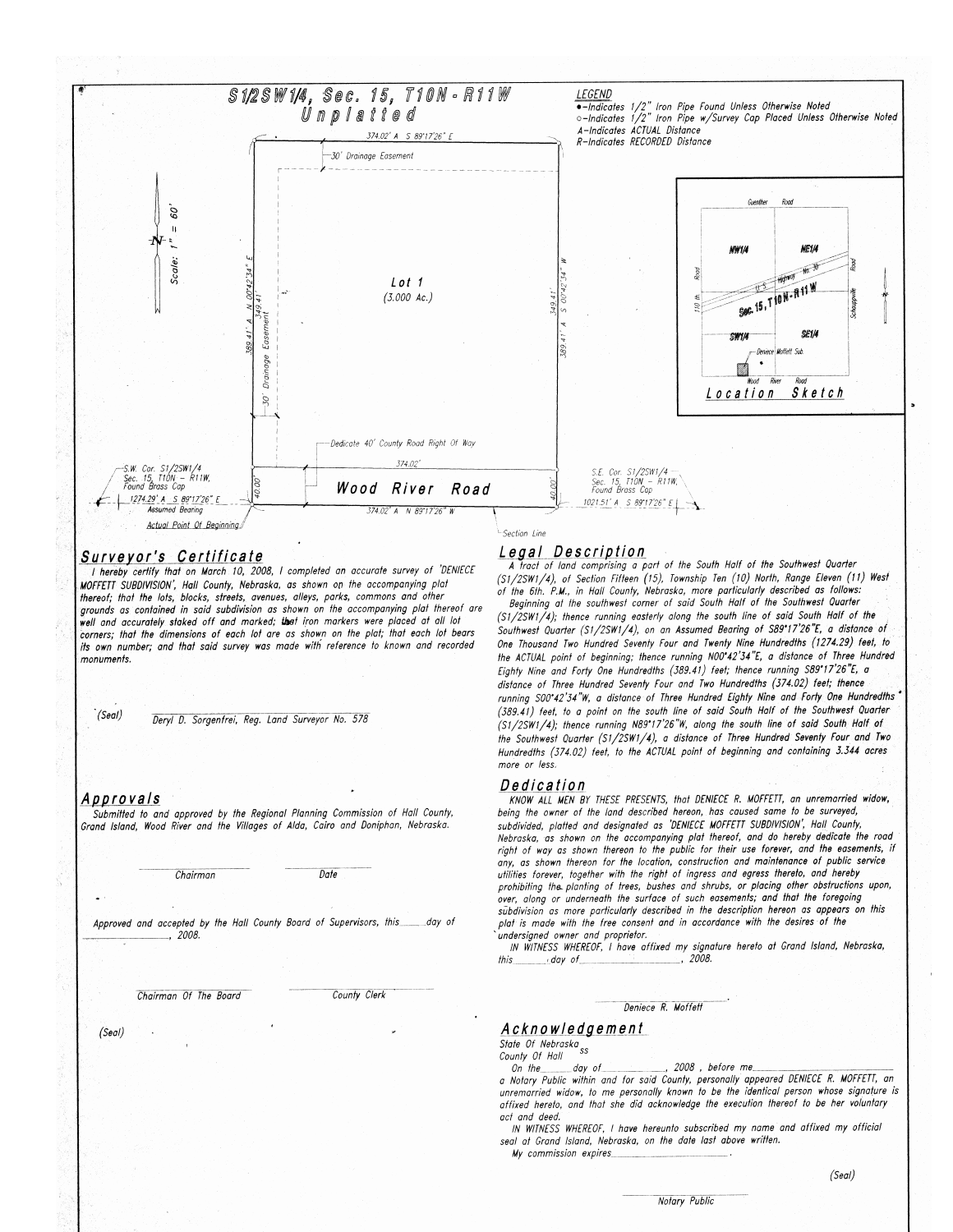# S1/2SW1/4, Sec. 15, T10N - R11W
## Unplatted

LEGEND
●-Indicates 1/2" Iron Pipe Found Unless Otherwise Noted
○-Indicates 1/2" Iron Pipe w/Survey Cap Placed Unless Otherwise Noted
A-Indicates ACTUAL Distance
R-Indicates RECORDED Distance

Scale: 1" = 60'

N

374.02' A S 89°17'26" E

30' Drainage Easement

Lot 1
(3.000 Ac.)

389.41' A N 00°42'34" E

349.41'

30' Drainage Easement

349.41'

389.41' A S 00°42'34" W

Dedicate 40' County Road Right Of Way

374.02'

Wood River Road

40.00'

40.00'

374.02' A N 89°17'26" W

S.W. Cor. S1/2SW1/4
Sec. 15, T10N - R11W,
Found Brass Cap

1274.29' A S 89°17'26" E
Assumed Bearing

Actual Point Of Beginning

S.E. Cor. S1/2SW1/4
Sec. 15, T10N - R11W,
Found Brass Cap

1021.51' A S 89°17'26" E

Section Line

Guenther Road
NW1/4
NE1/4
U.S. Highway No. 30
110 th. Road
Schauppsville Road
Sec. 15, T10N-R11W
SW1/4
SE1/4
Deniece Moffett Sub.
Wood River Road

Location Sketch

## Surveyor's Certificate

I hereby certify that on March 10, 2008, I completed an accurate survey of 'DENIECE MOFFETT SUBDIVISION', Hall County, Nebraska, as shown on the accompanying plat thereof; that the lots, blocks, streets, avenues, alleys, parks, commons and other grounds as contained in said subdivision as shown on the accompanying plat thereof are well and accurately staked off and marked; that iron markers were placed at all lot corners; that the dimensions of each lot are as shown on the plat; that each lot bears its own number; and that said survey was made with reference to known and recorded monuments.

(Seal)

Deryl D. Sorgenfrei, Reg. Land Surveyor No. 578

## Approvals

Submitted to and approved by the Regional Planning Commission of Hall County, Grand Island, Wood River and the Villages of Alda, Cairo and Doniphan, Nebraska.

Chairman    Date

Approved and accepted by the Hall County Board of Supervisors, this_____day of ________________, 2008.

Chairman Of The Board    County Clerk

(Seal)

## Legal Description

A tract of land comprising a part of the South Half of the Southwest Quarter (S1/2SW1/4), of Section Fifteen (15), Township Ten (10) North, Range Eleven (11) West of the 6th. P.M., in Hall County, Nebraska, more particularly described as follows:

Beginning at the southwest corner of said South Half of the Southwest Quarter (S1/2SW1/4); thence running easterly along the south line of said South Half of the Southwest Quarter (S1/2SW1/4), on an Assumed Bearing of S89°17'26"E, a distance of One Thousand Two Hundred Seventy Four and Twenty Nine Hundredths (1274.29) feet, to the ACTUAL point of beginning; thence running N00°42'34"E, a distance of Three Hundred Eighty Nine and Forty One Hundredths (389.41) feet; thence running S89°17'26"E, a distance of Three Hundred Seventy Four and Two Hundredths (374.02) feet; thence running S00°42'34"W, a distance of Three Hundred Eighty Nine and Forty One Hundredths (389.41) feet, to a point on the south line of said South Half of the Southwest Quarter (S1/2SW1/4); thence running N89°17'26"W, along the south line of said South Half of the Southwest Quarter (S1/2SW1/4), a distance of Three Hundred Seventy Four and Two Hundredths (374.02) feet, to the ACTUAL point of beginning and containing 3.344 acres more or less.

## Dedication

KNOW ALL MEN BY THESE PRESENTS, that DENIECE R. MOFFETT, an unremarried widow, being the owner of the land described hereon, has caused same to be surveyed, subdivided, platted and designated as 'DENIECE MOFFETT SUBDIVISION', Hall County, Nebraska, as shown on the accompanying plat thereof, and do hereby dedicate the road right of way as shown thereon to the public for their use forever, and the easements, if any, as shown thereon for the location, construction and maintenance of public service utilities forever, together with the right of ingress and egress thereto, and hereby prohibiting the planting of trees, bushes and shrubs, or placing other obstructions upon, over, along or underneath the surface of such easements; and that the foregoing subdivision as more particularly described in the description hereon as appears on this plat is made with the free consent and in accordance with the desires of the undersigned owner and proprietor.

IN WITNESS WHEREOF, I have affixed my signature hereto at Grand Island, Nebraska, this_______day of________________, 2008.

Deniece R. Moffett

## Acknowledgement

State Of Nebraska
County Of Hall ss

On the_______day of____________, 2008 , before me________________________ a Notary Public within and for said County, personally appeared DENIECE R. MOFFETT, an unremarried widow, to me personally known to be the identical person whose signature is affixed hereto, and that she did acknowledge the execution thereof to be her voluntary act and deed.

IN WITNESS WHEREOF, I have hereunto subscribed my name and affixed my official seal at Grand Island, Nebraska, on the date last above written.

My commission expires________________.

(Seal)

Notary Public